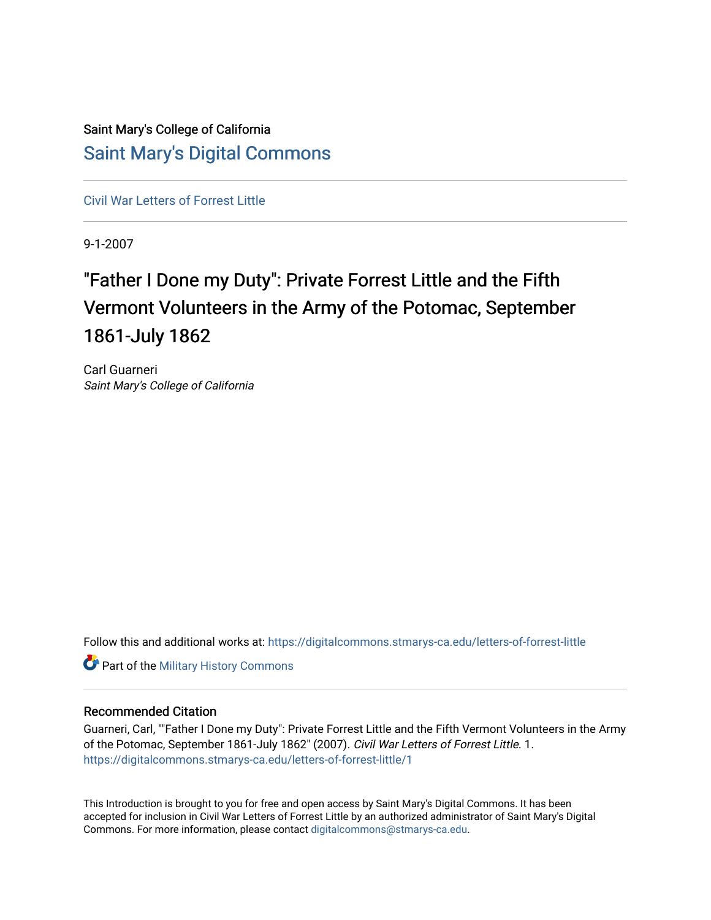Saint Mary's College of California

Saint Mary's Digital Commons

Civil War Letters of Forrest Little

9-1-2007

# "Father I Done my Duty": Private Forrest Little and the Fifth Vermont Volunteers in the Army of the Potomac, September 1861-July 1862

Carl Guarneri
*Saint Mary's College of California*

Follow this and additional works at: https://digitalcommons.stmarys-ca.edu/letters-of-forrest-little

Part of the Military History Commons

## Recommended Citation

Guarneri, Carl, ""Father I Done my Duty": Private Forrest Little and the Fifth Vermont Volunteers in the Army of the Potomac, September 1861-July 1862" (2007). *Civil War Letters of Forrest Little*. 1.
https://digitalcommons.stmarys-ca.edu/letters-of-forrest-little/1

This Introduction is brought to you for free and open access by Saint Mary's Digital Commons. It has been accepted for inclusion in Civil War Letters of Forrest Little by an authorized administrator of Saint Mary's Digital Commons. For more information, please contact digitalcommons@stmarys-ca.edu.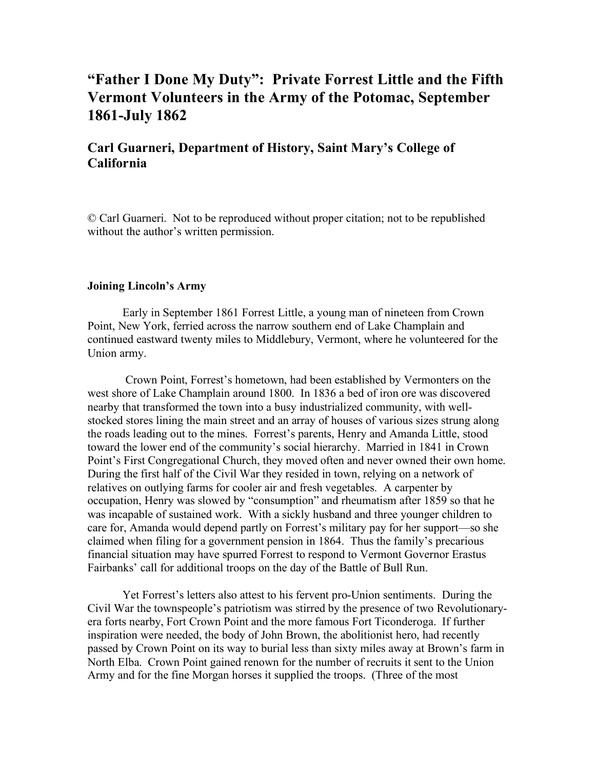# "Father I Done My Duty": Private Forrest Little and the Fifth Vermont Volunteers in the Army of the Potomac, September 1861-July 1862

## Carl Guarneri, Department of History, Saint Mary's College of California

© Carl Guarneri. Not to be reproduced without proper citation; not to be republished without the author's written permission.

**Joining Lincoln's Army**

Early in September 1861 Forrest Little, a young man of nineteen from Crown Point, New York, ferried across the narrow southern end of Lake Champlain and continued eastward twenty miles to Middlebury, Vermont, where he volunteered for the Union army.

Crown Point, Forrest's hometown, had been established by Vermonters on the west shore of Lake Champlain around 1800. In 1836 a bed of iron ore was discovered nearby that transformed the town into a busy industrialized community, with well-stocked stores lining the main street and an array of houses of various sizes strung along the roads leading out to the mines. Forrest's parents, Henry and Amanda Little, stood toward the lower end of the community's social hierarchy. Married in 1841 in Crown Point's First Congregational Church, they moved often and never owned their own home. During the first half of the Civil War they resided in town, relying on a network of relatives on outlying farms for cooler air and fresh vegetables. A carpenter by occupation, Henry was slowed by "consumption" and rheumatism after 1859 so that he was incapable of sustained work. With a sickly husband and three younger children to care for, Amanda would depend partly on Forrest's military pay for her support—so she claimed when filing for a government pension in 1864. Thus the family's precarious financial situation may have spurred Forrest to respond to Vermont Governor Erastus Fairbanks' call for additional troops on the day of the Battle of Bull Run.

Yet Forrest's letters also attest to his fervent pro-Union sentiments. During the Civil War the townspeople's patriotism was stirred by the presence of two Revolutionary-era forts nearby, Fort Crown Point and the more famous Fort Ticonderoga. If further inspiration were needed, the body of John Brown, the abolitionist hero, had recently passed by Crown Point on its way to burial less than sixty miles away at Brown's farm in North Elba. Crown Point gained renown for the number of recruits it sent to the Union Army and for the fine Morgan horses it supplied the troops. (Three of the most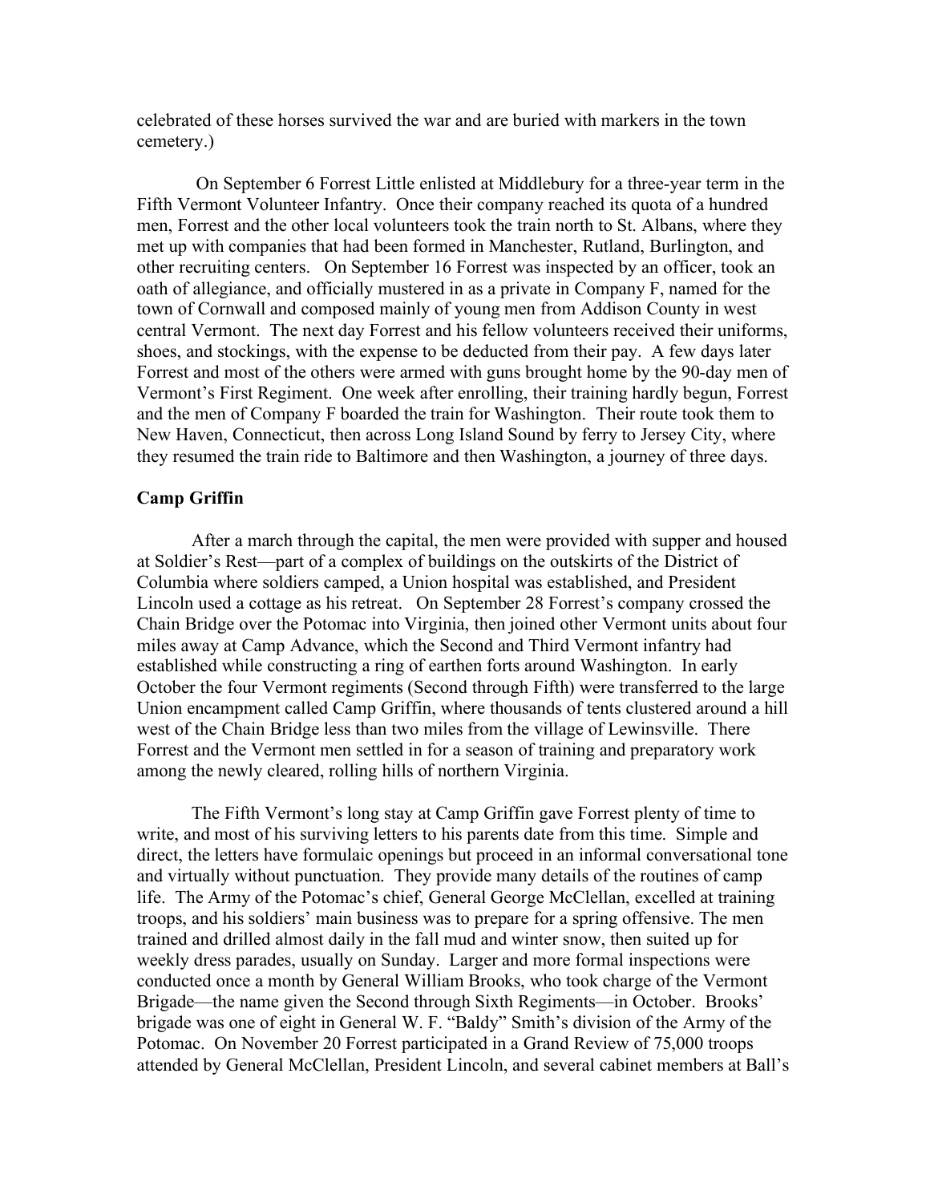celebrated of these horses survived the war and are buried with markers in the town cemetery.)

On September 6 Forrest Little enlisted at Middlebury for a three-year term in the Fifth Vermont Volunteer Infantry. Once their company reached its quota of a hundred men, Forrest and the other local volunteers took the train north to St. Albans, where they met up with companies that had been formed in Manchester, Rutland, Burlington, and other recruiting centers. On September 16 Forrest was inspected by an officer, took an oath of allegiance, and officially mustered in as a private in Company F, named for the town of Cornwall and composed mainly of young men from Addison County in west central Vermont. The next day Forrest and his fellow volunteers received their uniforms, shoes, and stockings, with the expense to be deducted from their pay. A few days later Forrest and most of the others were armed with guns brought home by the 90-day men of Vermont's First Regiment. One week after enrolling, their training hardly begun, Forrest and the men of Company F boarded the train for Washington. Their route took them to New Haven, Connecticut, then across Long Island Sound by ferry to Jersey City, where they resumed the train ride to Baltimore and then Washington, a journey of three days.

**Camp Griffin**

After a march through the capital, the men were provided with supper and housed at Soldier's Rest—part of a complex of buildings on the outskirts of the District of Columbia where soldiers camped, a Union hospital was established, and President Lincoln used a cottage as his retreat. On September 28 Forrest's company crossed the Chain Bridge over the Potomac into Virginia, then joined other Vermont units about four miles away at Camp Advance, which the Second and Third Vermont infantry had established while constructing a ring of earthen forts around Washington. In early October the four Vermont regiments (Second through Fifth) were transferred to the large Union encampment called Camp Griffin, where thousands of tents clustered around a hill west of the Chain Bridge less than two miles from the village of Lewinsville. There Forrest and the Vermont men settled in for a season of training and preparatory work among the newly cleared, rolling hills of northern Virginia.

The Fifth Vermont's long stay at Camp Griffin gave Forrest plenty of time to write, and most of his surviving letters to his parents date from this time. Simple and direct, the letters have formulaic openings but proceed in an informal conversational tone and virtually without punctuation. They provide many details of the routines of camp life. The Army of the Potomac's chief, General George McClellan, excelled at training troops, and his soldiers' main business was to prepare for a spring offensive. The men trained and drilled almost daily in the fall mud and winter snow, then suited up for weekly dress parades, usually on Sunday. Larger and more formal inspections were conducted once a month by General William Brooks, who took charge of the Vermont Brigade—the name given the Second through Sixth Regiments—in October. Brooks' brigade was one of eight in General W. F. "Baldy" Smith's division of the Army of the Potomac. On November 20 Forrest participated in a Grand Review of 75,000 troops attended by General McClellan, President Lincoln, and several cabinet members at Ball's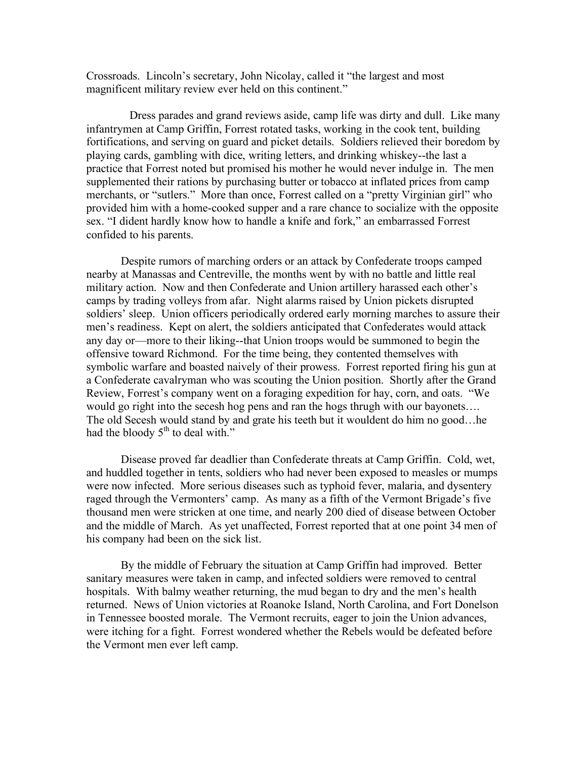Crossroads. Lincoln's secretary, John Nicolay, called it "the largest and most magnificent military review ever held on this continent."

Dress parades and grand reviews aside, camp life was dirty and dull. Like many infantrymen at Camp Griffin, Forrest rotated tasks, working in the cook tent, building fortifications, and serving on guard and picket details. Soldiers relieved their boredom by playing cards, gambling with dice, writing letters, and drinking whiskey--the last a practice that Forrest noted but promised his mother he would never indulge in. The men supplemented their rations by purchasing butter or tobacco at inflated prices from camp merchants, or "sutlers." More than once, Forrest called on a "pretty Virginian girl" who provided him with a home-cooked supper and a rare chance to socialize with the opposite sex. "I dident hardly know how to handle a knife and fork," an embarrassed Forrest confided to his parents.

Despite rumors of marching orders or an attack by Confederate troops camped nearby at Manassas and Centreville, the months went by with no battle and little real military action. Now and then Confederate and Union artillery harassed each other's camps by trading volleys from afar. Night alarms raised by Union pickets disrupted soldiers' sleep. Union officers periodically ordered early morning marches to assure their men's readiness. Kept on alert, the soldiers anticipated that Confederates would attack any day or—more to their liking--that Union troops would be summoned to begin the offensive toward Richmond. For the time being, they contented themselves with symbolic warfare and boasted naively of their prowess. Forrest reported firing his gun at a Confederate cavalryman who was scouting the Union position. Shortly after the Grand Review, Forrest's company went on a foraging expedition for hay, corn, and oats. "We would go right into the secesh hog pens and ran the hogs thrugh with our bayonets…. The old Secesh would stand by and grate his teeth but it wouldent do him no good…he had the bloody 5th to deal with."

Disease proved far deadlier than Confederate threats at Camp Griffin. Cold, wet, and huddled together in tents, soldiers who had never been exposed to measles or mumps were now infected. More serious diseases such as typhoid fever, malaria, and dysentery raged through the Vermonters' camp. As many as a fifth of the Vermont Brigade's five thousand men were stricken at one time, and nearly 200 died of disease between October and the middle of March. As yet unaffected, Forrest reported that at one point 34 men of his company had been on the sick list.

By the middle of February the situation at Camp Griffin had improved. Better sanitary measures were taken in camp, and infected soldiers were removed to central hospitals. With balmy weather returning, the mud began to dry and the men's health returned. News of Union victories at Roanoke Island, North Carolina, and Fort Donelson in Tennessee boosted morale. The Vermont recruits, eager to join the Union advances, were itching for a fight. Forrest wondered whether the Rebels would be defeated before the Vermont men ever left camp.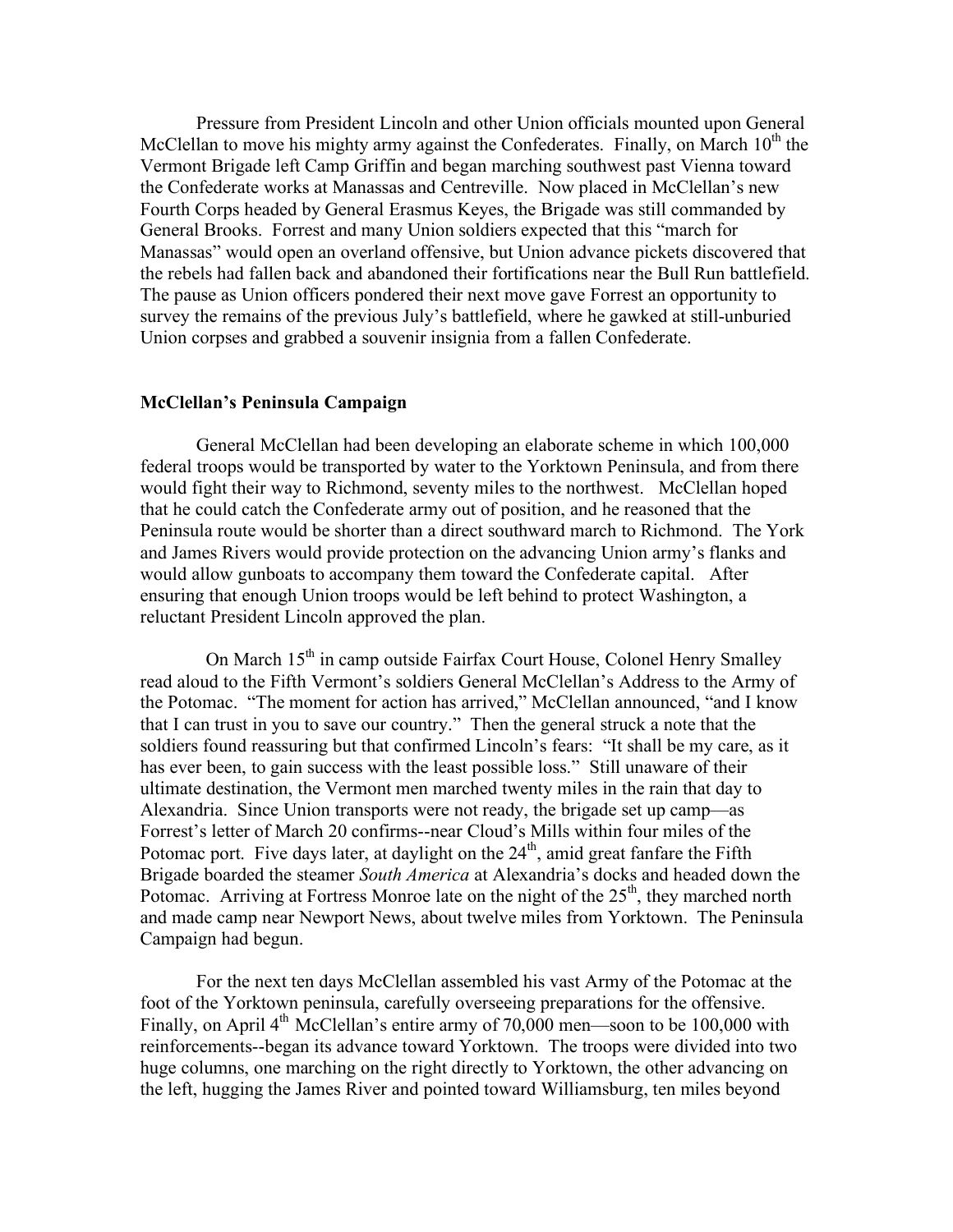Pressure from President Lincoln and other Union officials mounted upon General McClellan to move his mighty army against the Confederates. Finally, on March 10th the Vermont Brigade left Camp Griffin and began marching southwest past Vienna toward the Confederate works at Manassas and Centreville. Now placed in McClellan's new Fourth Corps headed by General Erasmus Keyes, the Brigade was still commanded by General Brooks. Forrest and many Union soldiers expected that this "march for Manassas" would open an overland offensive, but Union advance pickets discovered that the rebels had fallen back and abandoned their fortifications near the Bull Run battlefield. The pause as Union officers pondered their next move gave Forrest an opportunity to survey the remains of the previous July's battlefield, where he gawked at still-unburied Union corpses and grabbed a souvenir insignia from a fallen Confederate.

**McClellan's Peninsula Campaign**

General McClellan had been developing an elaborate scheme in which 100,000 federal troops would be transported by water to the Yorktown Peninsula, and from there would fight their way to Richmond, seventy miles to the northwest. McClellan hoped that he could catch the Confederate army out of position, and he reasoned that the Peninsula route would be shorter than a direct southward march to Richmond. The York and James Rivers would provide protection on the advancing Union army's flanks and would allow gunboats to accompany them toward the Confederate capital. After ensuring that enough Union troops would be left behind to protect Washington, a reluctant President Lincoln approved the plan.

On March 15th in camp outside Fairfax Court House, Colonel Henry Smalley read aloud to the Fifth Vermont's soldiers General McClellan's Address to the Army of the Potomac. "The moment for action has arrived," McClellan announced, "and I know that I can trust in you to save our country." Then the general struck a note that the soldiers found reassuring but that confirmed Lincoln's fears: "It shall be my care, as it has ever been, to gain success with the least possible loss." Still unaware of their ultimate destination, the Vermont men marched twenty miles in the rain that day to Alexandria. Since Union transports were not ready, the brigade set up camp—as Forrest's letter of March 20 confirms--near Cloud's Mills within four miles of the Potomac port. Five days later, at daylight on the 24th, amid great fanfare the Fifth Brigade boarded the steamer *South America* at Alexandria's docks and headed down the Potomac. Arriving at Fortress Monroe late on the night of the 25th, they marched north and made camp near Newport News, about twelve miles from Yorktown. The Peninsula Campaign had begun.

For the next ten days McClellan assembled his vast Army of the Potomac at the foot of the Yorktown peninsula, carefully overseeing preparations for the offensive. Finally, on April 4th McClellan's entire army of 70,000 men—soon to be 100,000 with reinforcements--began its advance toward Yorktown. The troops were divided into two huge columns, one marching on the right directly to Yorktown, the other advancing on the left, hugging the James River and pointed toward Williamsburg, ten miles beyond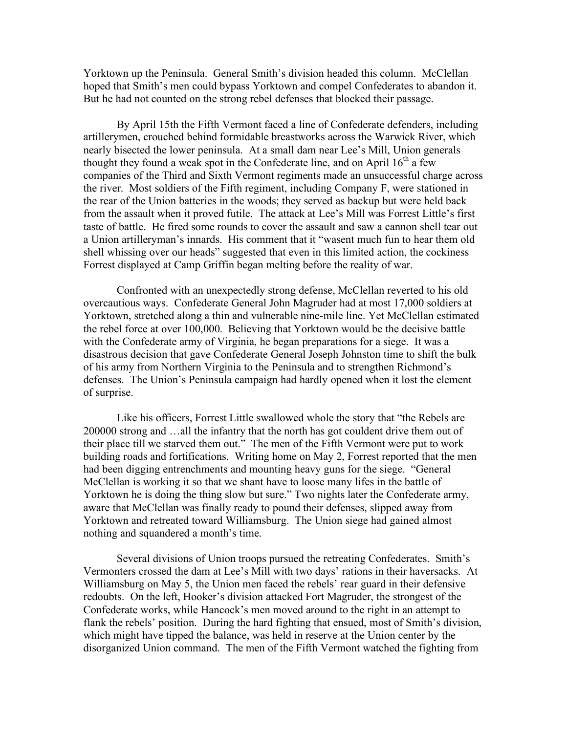Yorktown up the Peninsula. General Smith's division headed this column. McClellan hoped that Smith's men could bypass Yorktown and compel Confederates to abandon it. But he had not counted on the strong rebel defenses that blocked their passage.

By April 15th the Fifth Vermont faced a line of Confederate defenders, including artillerymen, crouched behind formidable breastworks across the Warwick River, which nearly bisected the lower peninsula. At a small dam near Lee's Mill, Union generals thought they found a weak spot in the Confederate line, and on April 16th a few companies of the Third and Sixth Vermont regiments made an unsuccessful charge across the river. Most soldiers of the Fifth regiment, including Company F, were stationed in the rear of the Union batteries in the woods; they served as backup but were held back from the assault when it proved futile. The attack at Lee's Mill was Forrest Little's first taste of battle. He fired some rounds to cover the assault and saw a cannon shell tear out a Union artilleryman's innards. His comment that it "wasent much fun to hear them old shell whissing over our heads" suggested that even in this limited action, the cockiness Forrest displayed at Camp Griffin began melting before the reality of war.

Confronted with an unexpectedly strong defense, McClellan reverted to his old overcautious ways. Confederate General John Magruder had at most 17,000 soldiers at Yorktown, stretched along a thin and vulnerable nine-mile line. Yet McClellan estimated the rebel force at over 100,000. Believing that Yorktown would be the decisive battle with the Confederate army of Virginia, he began preparations for a siege. It was a disastrous decision that gave Confederate General Joseph Johnston time to shift the bulk of his army from Northern Virginia to the Peninsula and to strengthen Richmond's defenses. The Union's Peninsula campaign had hardly opened when it lost the element of surprise.

Like his officers, Forrest Little swallowed whole the story that "the Rebels are 200000 strong and …all the infantry that the north has got couldent drive them out of their place till we starved them out." The men of the Fifth Vermont were put to work building roads and fortifications. Writing home on May 2, Forrest reported that the men had been digging entrenchments and mounting heavy guns for the siege. "General McClellan is working it so that we shant have to loose many lifes in the battle of Yorktown he is doing the thing slow but sure." Two nights later the Confederate army, aware that McClellan was finally ready to pound their defenses, slipped away from Yorktown and retreated toward Williamsburg. The Union siege had gained almost nothing and squandered a month's time.

Several divisions of Union troops pursued the retreating Confederates. Smith's Vermonters crossed the dam at Lee's Mill with two days' rations in their haversacks. At Williamsburg on May 5, the Union men faced the rebels' rear guard in their defensive redoubts. On the left, Hooker's division attacked Fort Magruder, the strongest of the Confederate works, while Hancock's men moved around to the right in an attempt to flank the rebels' position. During the hard fighting that ensued, most of Smith's division, which might have tipped the balance, was held in reserve at the Union center by the disorganized Union command. The men of the Fifth Vermont watched the fighting from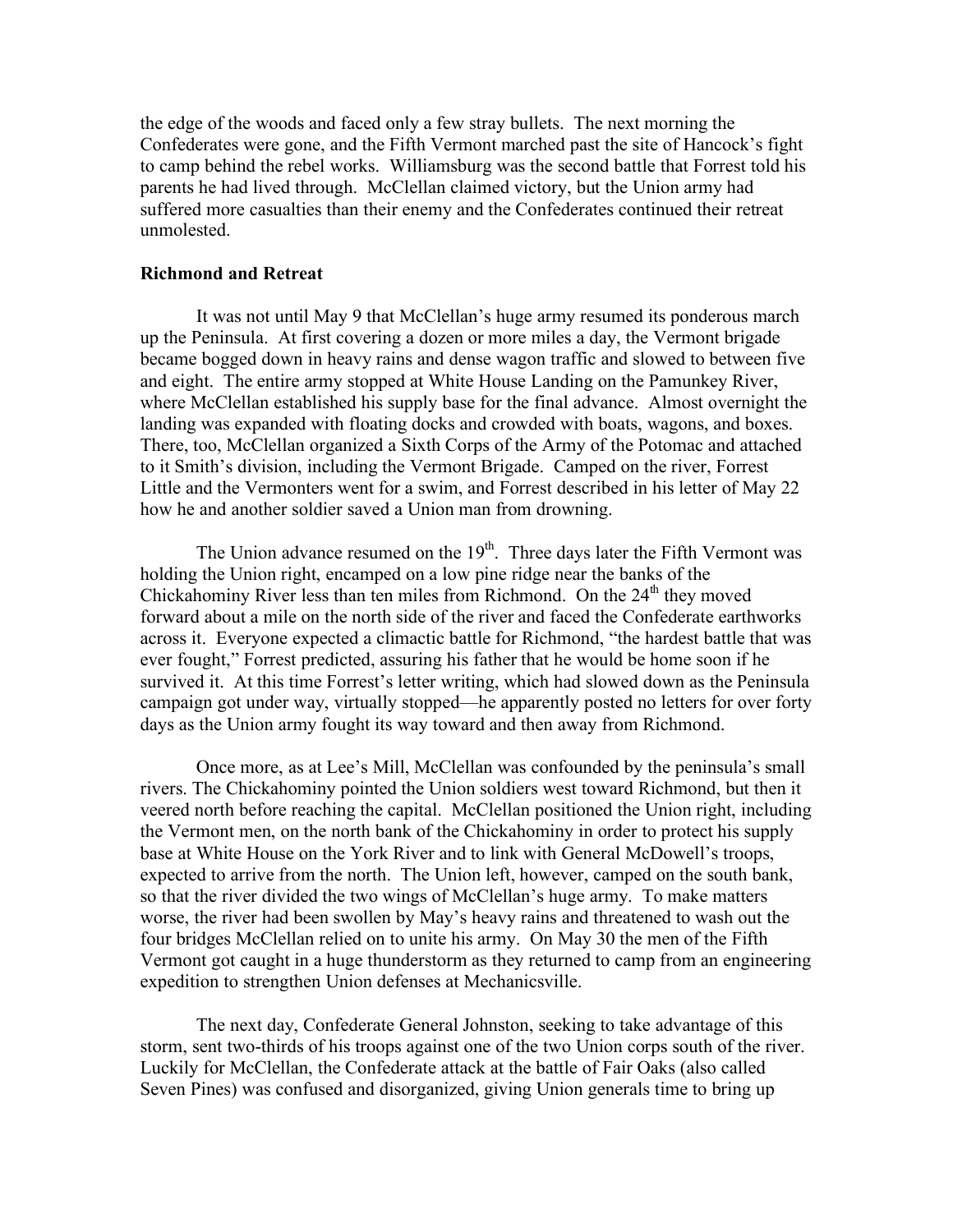the edge of the woods and faced only a few stray bullets. The next morning the Confederates were gone, and the Fifth Vermont marched past the site of Hancock's fight to camp behind the rebel works. Williamsburg was the second battle that Forrest told his parents he had lived through. McClellan claimed victory, but the Union army had suffered more casualties than their enemy and the Confederates continued their retreat unmolested.

**Richmond and Retreat**

It was not until May 9 that McClellan's huge army resumed its ponderous march up the Peninsula. At first covering a dozen or more miles a day, the Vermont brigade became bogged down in heavy rains and dense wagon traffic and slowed to between five and eight. The entire army stopped at White House Landing on the Pamunkey River, where McClellan established his supply base for the final advance. Almost overnight the landing was expanded with floating docks and crowded with boats, wagons, and boxes. There, too, McClellan organized a Sixth Corps of the Army of the Potomac and attached to it Smith's division, including the Vermont Brigade. Camped on the river, Forrest Little and the Vermonters went for a swim, and Forrest described in his letter of May 22 how he and another soldier saved a Union man from drowning.

The Union advance resumed on the 19th. Three days later the Fifth Vermont was holding the Union right, encamped on a low pine ridge near the banks of the Chickahominy River less than ten miles from Richmond. On the 24th they moved forward about a mile on the north side of the river and faced the Confederate earthworks across it. Everyone expected a climactic battle for Richmond, "the hardest battle that was ever fought," Forrest predicted, assuring his father that he would be home soon if he survived it. At this time Forrest's letter writing, which had slowed down as the Peninsula campaign got under way, virtually stopped—he apparently posted no letters for over forty days as the Union army fought its way toward and then away from Richmond.

Once more, as at Lee's Mill, McClellan was confounded by the peninsula's small rivers. The Chickahominy pointed the Union soldiers west toward Richmond, but then it veered north before reaching the capital. McClellan positioned the Union right, including the Vermont men, on the north bank of the Chickahominy in order to protect his supply base at White House on the York River and to link with General McDowell's troops, expected to arrive from the north. The Union left, however, camped on the south bank, so that the river divided the two wings of McClellan's huge army. To make matters worse, the river had been swollen by May's heavy rains and threatened to wash out the four bridges McClellan relied on to unite his army. On May 30 the men of the Fifth Vermont got caught in a huge thunderstorm as they returned to camp from an engineering expedition to strengthen Union defenses at Mechanicsville.

The next day, Confederate General Johnston, seeking to take advantage of this storm, sent two-thirds of his troops against one of the two Union corps south of the river. Luckily for McClellan, the Confederate attack at the battle of Fair Oaks (also called Seven Pines) was confused and disorganized, giving Union generals time to bring up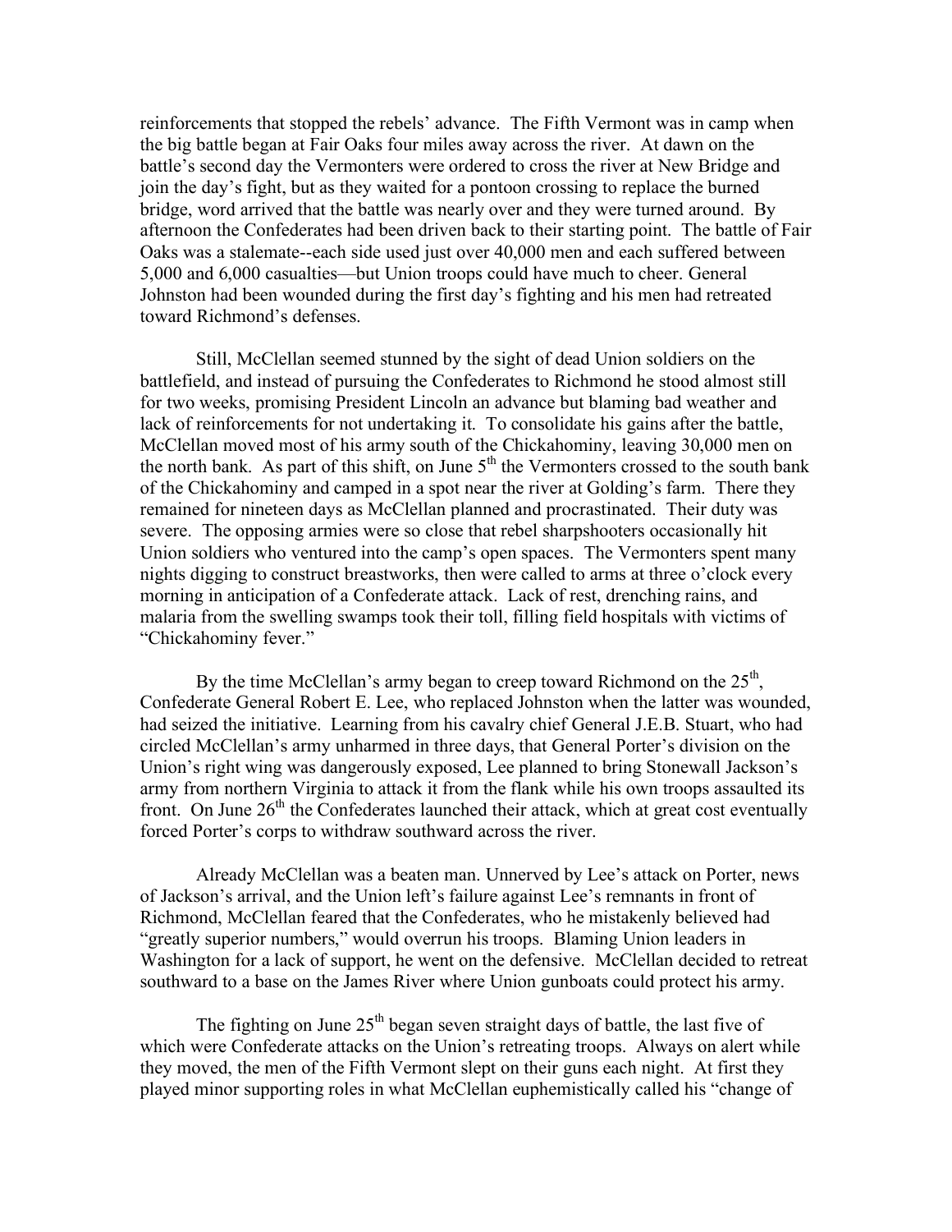reinforcements that stopped the rebels' advance. The Fifth Vermont was in camp when the big battle began at Fair Oaks four miles away across the river. At dawn on the battle's second day the Vermonters were ordered to cross the river at New Bridge and join the day's fight, but as they waited for a pontoon crossing to replace the burned bridge, word arrived that the battle was nearly over and they were turned around. By afternoon the Confederates had been driven back to their starting point. The battle of Fair Oaks was a stalemate--each side used just over 40,000 men and each suffered between 5,000 and 6,000 casualties—but Union troops could have much to cheer. General Johnston had been wounded during the first day's fighting and his men had retreated toward Richmond's defenses.

Still, McClellan seemed stunned by the sight of dead Union soldiers on the battlefield, and instead of pursuing the Confederates to Richmond he stood almost still for two weeks, promising President Lincoln an advance but blaming bad weather and lack of reinforcements for not undertaking it. To consolidate his gains after the battle, McClellan moved most of his army south of the Chickahominy, leaving 30,000 men on the north bank. As part of this shift, on June 5th the Vermonters crossed to the south bank of the Chickahominy and camped in a spot near the river at Golding's farm. There they remained for nineteen days as McClellan planned and procrastinated. Their duty was severe. The opposing armies were so close that rebel sharpshooters occasionally hit Union soldiers who ventured into the camp's open spaces. The Vermonters spent many nights digging to construct breastworks, then were called to arms at three o'clock every morning in anticipation of a Confederate attack. Lack of rest, drenching rains, and malaria from the swelling swamps took their toll, filling field hospitals with victims of "Chickahominy fever."

By the time McClellan's army began to creep toward Richmond on the 25th, Confederate General Robert E. Lee, who replaced Johnston when the latter was wounded, had seized the initiative. Learning from his cavalry chief General J.E.B. Stuart, who had circled McClellan's army unharmed in three days, that General Porter's division on the Union's right wing was dangerously exposed, Lee planned to bring Stonewall Jackson's army from northern Virginia to attack it from the flank while his own troops assaulted its front. On June 26th the Confederates launched their attack, which at great cost eventually forced Porter's corps to withdraw southward across the river.

Already McClellan was a beaten man. Unnerved by Lee's attack on Porter, news of Jackson's arrival, and the Union left's failure against Lee's remnants in front of Richmond, McClellan feared that the Confederates, who he mistakenly believed had "greatly superior numbers," would overrun his troops. Blaming Union leaders in Washington for a lack of support, he went on the defensive. McClellan decided to retreat southward to a base on the James River where Union gunboats could protect his army.

The fighting on June 25th began seven straight days of battle, the last five of which were Confederate attacks on the Union's retreating troops. Always on alert while they moved, the men of the Fifth Vermont slept on their guns each night. At first they played minor supporting roles in what McClellan euphemistically called his "change of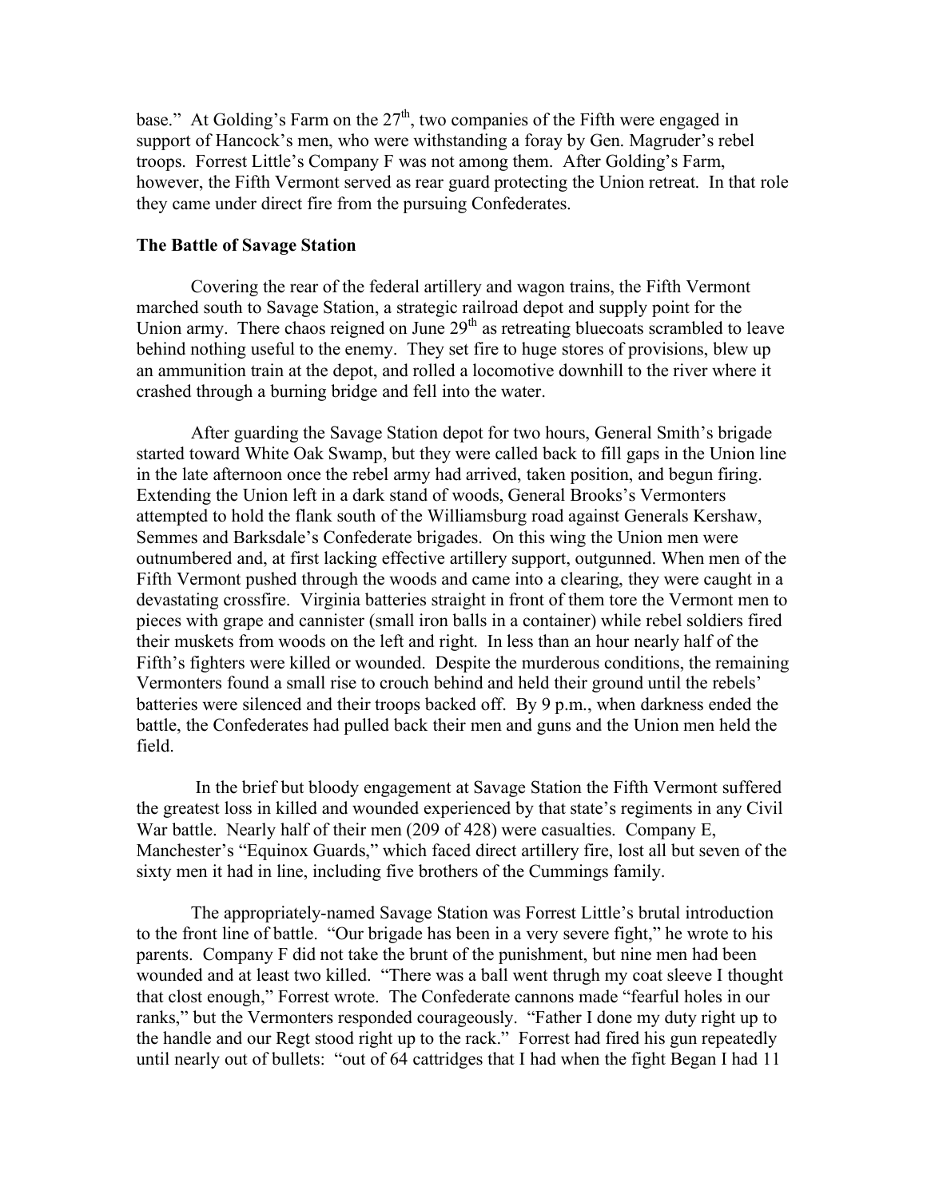base." At Golding's Farm on the 27th, two companies of the Fifth were engaged in support of Hancock's men, who were withstanding a foray by Gen. Magruder's rebel troops. Forrest Little's Company F was not among them. After Golding's Farm, however, the Fifth Vermont served as rear guard protecting the Union retreat. In that role they came under direct fire from the pursuing Confederates.

**The Battle of Savage Station**

Covering the rear of the federal artillery and wagon trains, the Fifth Vermont marched south to Savage Station, a strategic railroad depot and supply point for the Union army. There chaos reigned on June 29th as retreating bluecoats scrambled to leave behind nothing useful to the enemy. They set fire to huge stores of provisions, blew up an ammunition train at the depot, and rolled a locomotive downhill to the river where it crashed through a burning bridge and fell into the water.

After guarding the Savage Station depot for two hours, General Smith's brigade started toward White Oak Swamp, but they were called back to fill gaps in the Union line in the late afternoon once the rebel army had arrived, taken position, and begun firing. Extending the Union left in a dark stand of woods, General Brooks's Vermonters attempted to hold the flank south of the Williamsburg road against Generals Kershaw, Semmes and Barksdale's Confederate brigades. On this wing the Union men were outnumbered and, at first lacking effective artillery support, outgunned. When men of the Fifth Vermont pushed through the woods and came into a clearing, they were caught in a devastating crossfire. Virginia batteries straight in front of them tore the Vermont men to pieces with grape and cannister (small iron balls in a container) while rebel soldiers fired their muskets from woods on the left and right. In less than an hour nearly half of the Fifth's fighters were killed or wounded. Despite the murderous conditions, the remaining Vermonters found a small rise to crouch behind and held their ground until the rebels' batteries were silenced and their troops backed off. By 9 p.m., when darkness ended the battle, the Confederates had pulled back their men and guns and the Union men held the field.

In the brief but bloody engagement at Savage Station the Fifth Vermont suffered the greatest loss in killed and wounded experienced by that state's regiments in any Civil War battle. Nearly half of their men (209 of 428) were casualties. Company E, Manchester's "Equinox Guards," which faced direct artillery fire, lost all but seven of the sixty men it had in line, including five brothers of the Cummings family.

The appropriately-named Savage Station was Forrest Little's brutal introduction to the front line of battle. "Our brigade has been in a very severe fight," he wrote to his parents. Company F did not take the brunt of the punishment, but nine men had been wounded and at least two killed. "There was a ball went thrugh my coat sleeve I thought that clost enough," Forrest wrote. The Confederate cannons made "fearful holes in our ranks," but the Vermonters responded courageously. "Father I done my duty right up to the handle and our Regt stood right up to the rack." Forrest had fired his gun repeatedly until nearly out of bullets: "out of 64 cattridges that I had when the fight Began I had 11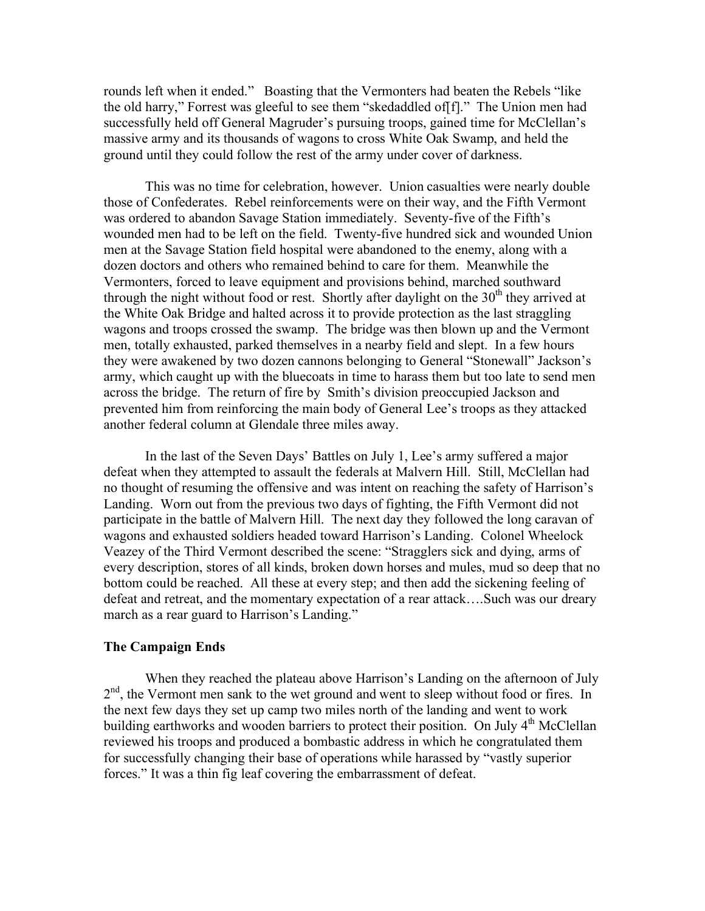rounds left when it ended." Boasting that the Vermonters had beaten the Rebels "like the old harry," Forrest was gleeful to see them "skedaddled of[f]." The Union men had successfully held off General Magruder's pursuing troops, gained time for McClellan's massive army and its thousands of wagons to cross White Oak Swamp, and held the ground until they could follow the rest of the army under cover of darkness.

This was no time for celebration, however. Union casualties were nearly double those of Confederates. Rebel reinforcements were on their way, and the Fifth Vermont was ordered to abandon Savage Station immediately. Seventy-five of the Fifth's wounded men had to be left on the field. Twenty-five hundred sick and wounded Union men at the Savage Station field hospital were abandoned to the enemy, along with a dozen doctors and others who remained behind to care for them. Meanwhile the Vermonters, forced to leave equipment and provisions behind, marched southward through the night without food or rest. Shortly after daylight on the 30th they arrived at the White Oak Bridge and halted across it to provide protection as the last straggling wagons and troops crossed the swamp. The bridge was then blown up and the Vermont men, totally exhausted, parked themselves in a nearby field and slept. In a few hours they were awakened by two dozen cannons belonging to General "Stonewall" Jackson's army, which caught up with the bluecoats in time to harass them but too late to send men across the bridge. The return of fire by Smith's division preoccupied Jackson and prevented him from reinforcing the main body of General Lee's troops as they attacked another federal column at Glendale three miles away.

In the last of the Seven Days' Battles on July 1, Lee's army suffered a major defeat when they attempted to assault the federals at Malvern Hill. Still, McClellan had no thought of resuming the offensive and was intent on reaching the safety of Harrison's Landing. Worn out from the previous two days of fighting, the Fifth Vermont did not participate in the battle of Malvern Hill. The next day they followed the long caravan of wagons and exhausted soldiers headed toward Harrison's Landing. Colonel Wheelock Veazey of the Third Vermont described the scene: "Stragglers sick and dying, arms of every description, stores of all kinds, broken down horses and mules, mud so deep that no bottom could be reached. All these at every step; and then add the sickening feeling of defeat and retreat, and the momentary expectation of a rear attack….Such was our dreary march as a rear guard to Harrison's Landing."

### The Campaign Ends

When they reached the plateau above Harrison's Landing on the afternoon of July 2nd, the Vermont men sank to the wet ground and went to sleep without food or fires. In the next few days they set up camp two miles north of the landing and went to work building earthworks and wooden barriers to protect their position. On July 4th McClellan reviewed his troops and produced a bombastic address in which he congratulated them for successfully changing their base of operations while harassed by "vastly superior forces." It was a thin fig leaf covering the embarrassment of defeat.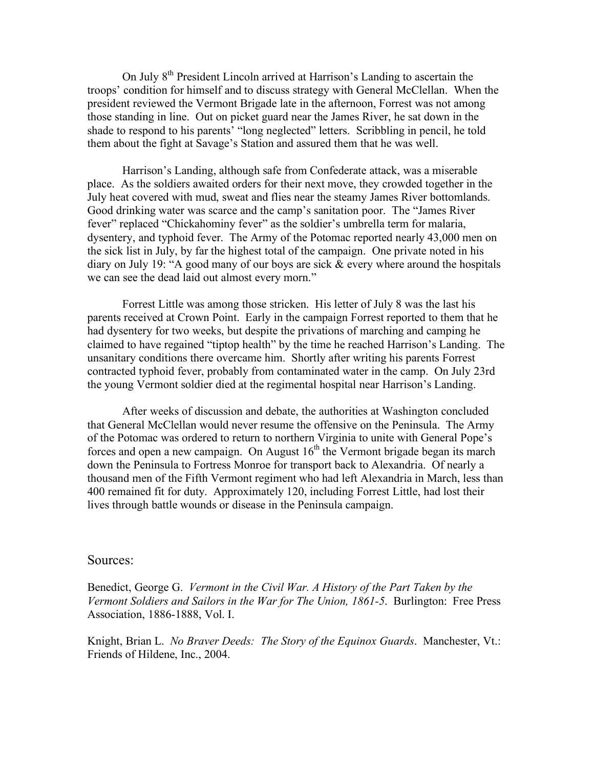On July 8th President Lincoln arrived at Harrison's Landing to ascertain the troops' condition for himself and to discuss strategy with General McClellan. When the president reviewed the Vermont Brigade late in the afternoon, Forrest was not among those standing in line. Out on picket guard near the James River, he sat down in the shade to respond to his parents' "long neglected" letters. Scribbling in pencil, he told them about the fight at Savage's Station and assured them that he was well.

Harrison's Landing, although safe from Confederate attack, was a miserable place. As the soldiers awaited orders for their next move, they crowded together in the July heat covered with mud, sweat and flies near the steamy James River bottomlands. Good drinking water was scarce and the camp's sanitation poor. The "James River fever" replaced "Chickahominy fever" as the soldier's umbrella term for malaria, dysentery, and typhoid fever. The Army of the Potomac reported nearly 43,000 men on the sick list in July, by far the highest total of the campaign. One private noted in his diary on July 19: "A good many of our boys are sick & every where around the hospitals we can see the dead laid out almost every morn."

Forrest Little was among those stricken. His letter of July 8 was the last his parents received at Crown Point. Early in the campaign Forrest reported to them that he had dysentery for two weeks, but despite the privations of marching and camping he claimed to have regained "tiptop health" by the time he reached Harrison's Landing. The unsanitary conditions there overcame him. Shortly after writing his parents Forrest contracted typhoid fever, probably from contaminated water in the camp. On July 23rd the young Vermont soldier died at the regimental hospital near Harrison's Landing.

After weeks of discussion and debate, the authorities at Washington concluded that General McClellan would never resume the offensive on the Peninsula. The Army of the Potomac was ordered to return to northern Virginia to unite with General Pope's forces and open a new campaign. On August 16th the Vermont brigade began its march down the Peninsula to Fortress Monroe for transport back to Alexandria. Of nearly a thousand men of the Fifth Vermont regiment who had left Alexandria in March, less than 400 remained fit for duty. Approximately 120, including Forrest Little, had lost their lives through battle wounds or disease in the Peninsula campaign.

## Sources:

Benedict, George G. *Vermont in the Civil War. A History of the Part Taken by the Vermont Soldiers and Sailors in the War for The Union, 1861-5*. Burlington: Free Press Association, 1886-1888, Vol. I.

Knight, Brian L. *No Braver Deeds: The Story of the Equinox Guards*. Manchester, Vt.: Friends of Hildene, Inc., 2004.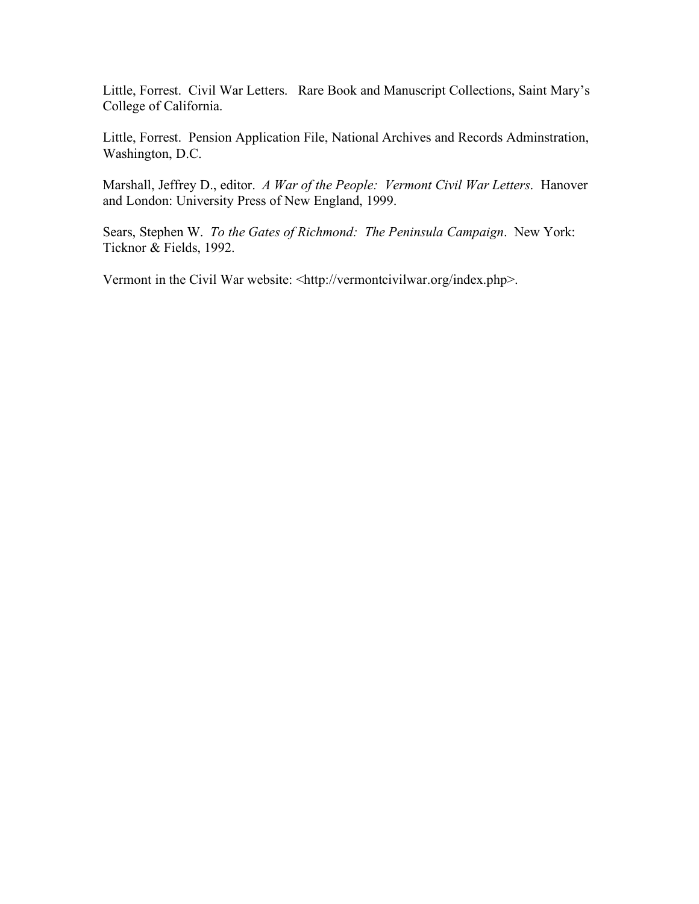Little, Forrest. Civil War Letters. Rare Book and Manuscript Collections, Saint Mary's College of California.

Little, Forrest. Pension Application File, National Archives and Records Adminstration, Washington, D.C.

Marshall, Jeffrey D., editor. *A War of the People: Vermont Civil War Letters*. Hanover and London: University Press of New England, 1999.

Sears, Stephen W. *To the Gates of Richmond: The Peninsula Campaign*. New York: Ticknor & Fields, 1992.

Vermont in the Civil War website: <http://vermontcivilwar.org/index.php>.